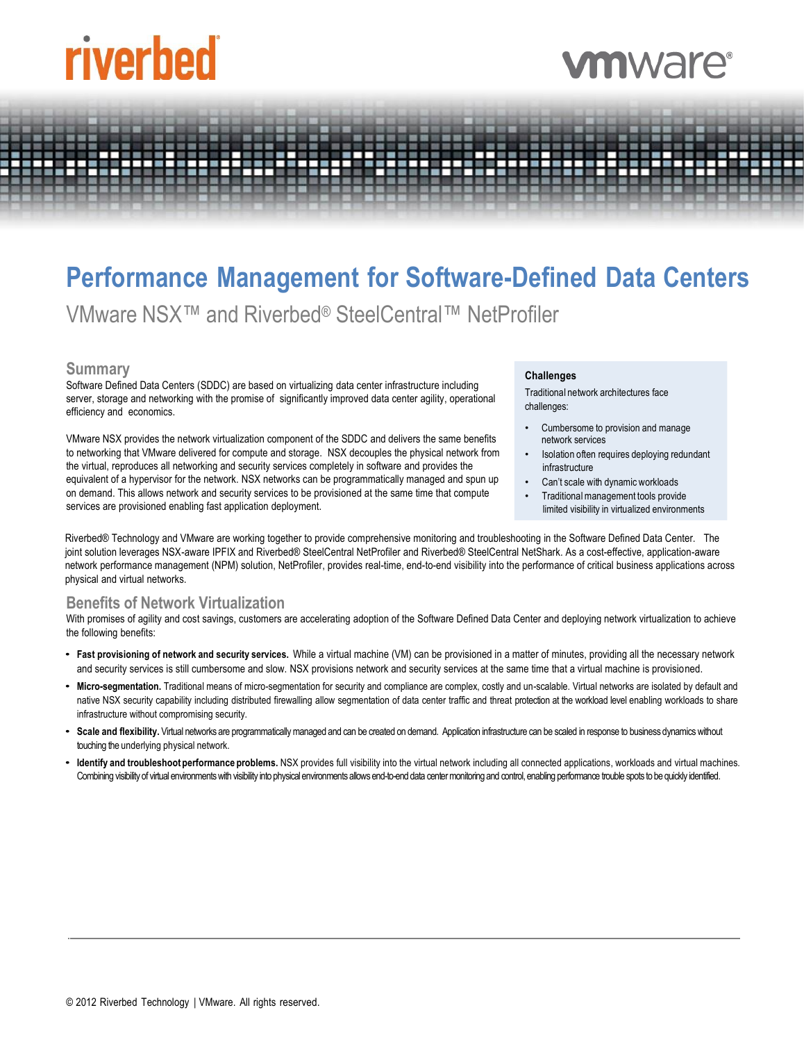# Performance Management for Software-Defined Data Centers

VMware NSX™ and Riverbed® SteelCentral™ NetProfiler

## Summary

Software Defined Data Centers (SDDC) are based on virtualizing data center infrastructure including server, storage and networking with the promise of significantly improved data center agility, operational efficiency and economics.

VMware NSX provides the network virtualization component of the SDDC and delivers the same benefits to networking that VMware delivered for compute and storage. NSX decouples the physical network from the virtual, reproduces all networking and security services completely in software and provides the equivalent of a hypervisor for the network. NSX networks can be programmatically managed and spun up on demand. This allows network and security services to be provisioned at the same time that compute services are provisioned enabling fast application deployment.

**Challenges**

Traditional network architectures face challenges:

- Cumbersome to provision and manage network services
- Isolation often requires deploying redundant infrastructure
- Can't scale with dynamic workloads
- Traditional management tools provide limited visibility in virtualized environments

Riverbed® Technology and VMware are working together to provide comprehensive monitoring and troubleshooting in the Software Defined Data Center. The joint solution leverages NSX-aware IPFIX and Riverbed® SteelCentral NetProfiler and Riverbed® SteelCentral NetShark. As a cost-effective, application-aware network performance management (NPM) solution, NetProfiler, provides real-time, end-to-end visibility into the performance of critical business applications across physical and virtual networks.

## Benefits of Network Virtualization

With promises of agility and cost savings, customers are accelerating adoption of the Software Defined Data Center and deploying network virtualization to achieve the following benefits:

- **Fast provisioning of network and security services.** While a virtual machine (VM) can be provisioned in a matter of minutes, providing all the necessary network and security services is still cumbersome and slow. NSX provisions network and security services at the same time that a virtual machine is provisioned.
- **Micro-segmentation.** Traditional means of micro-segmentation for security and compliance are complex, costly and un-scalable. Virtual networks are isolated by default and native NSX security capability including distributed firewalling allow segmentation of data center traffic and threat protection at the workload level enabling workloads to share infrastructure without compromising security.
- **Scale and flexibility.** Virtual networks are programmatically managed and can be created on demand. Application infrastructure can be scaled in response to business dynamics without touching the underlying physical network.
- **Identify and troubleshoot performance problems.** NSX provides full visibility into the virtual network including all connected applications, workloads and virtual machines. Combining visibility of virtual environments with visibility into physical environments allows end-to-end data center monitoring and control, enabling performance trouble spots to be quickly identified.

© 2012 Riverbed Technology | VMware. All rights reserved.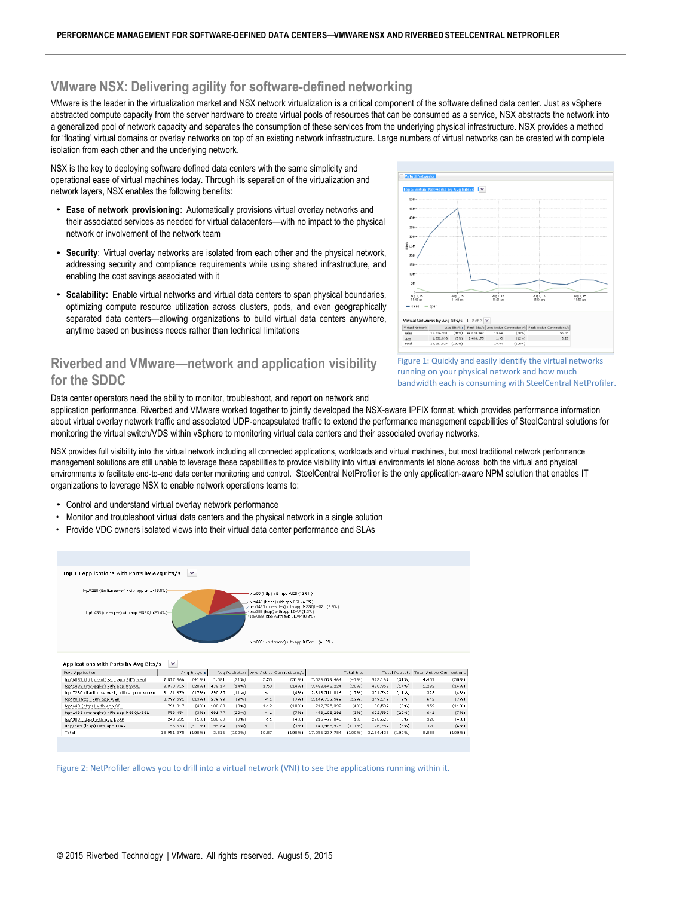## VMware NSX: Delivering agility for software-defined networking

VMware is the leader in the virtualization market and NSX network virtualization is a critical component of the software defined data center. Just as vSphere abstracted compute capacity from the server hardware to create virtual pools of resources that can be consumed as a service, NSX abstracts the network into a generalized pool of network capacity and separates the consumption of these services from the underlying physical infrastructure. NSX provides a method for 'floating' virtual domains or overlay networks on top of an existing network infrastructure. Large numbers of virtual networks can be created with complete isolation from each other and the underlying network.

NSX is the key to deploying software defined data centers with the same simplicity and operational ease of virtual machines today. Through its separation of the virtualization and network layers, NSX enables the following benefits:

- **Ease of network provisioning**: Automatically provisions virtual overlay networks and their associated services as needed for virtual datacenters—with no impact to the physical network or involvement of the network team
- **Security**: Virtual overlay networks are isolated from each other and the physical network, addressing security and compliance requirements while using shared infrastructure, and enabling the cost savings associated with it
- **Scalability:** Enable virtual networks and virtual data centers to span physical boundaries, optimizing compute resource utilization across clusters, pods, and even geographically separated data centers—allowing organizations to build virtual data centers anywhere, anytime based on business needs rather than technical limitations

Figure 1: Quickly and easily identify the virtual networks running on your physical network and how much bandwidth each is consuming with SteelCentral NetProfiler.

## Riverbed and VMware—network and application visibility for the SDDC

Data center operators need the ability to monitor, troubleshoot, and report on network and application performance. Riverbed and VMware worked together to jointly developed the NSX-aware IPFIX format, which provides performance information about virtual overlay network traffic and associated UDP-encapsulated traffic to extend the performance management capabilities of SteelCentral solutions for monitoring the virtual switch/VDS within vSphere to monitoring virtual data centers and their associated overlay networks.

NSX provides full visibility into the virtual network including all connected applications, workloads and virtual machines, but most traditional network performance management solutions are still unable to leverage these capabilities to provide visibility into virtual environments let alone across both the virtual and physical environments to facilitate end-to-end data center monitoring and control. SteelCentral NetProfiler is the only application-aware NPM solution that enables IT organizations to leverage NSX to enable network operations teams to:

- Control and understand virtual overlay network performance
- Monitor and troubleshoot virtual data centers and the physical network in a single solution
- Provide VDC owners isolated views into their virtual data center performance and SLAs

Figure 2: NetProfiler allows you to drill into a virtual network (VNI) to see the applications running within it.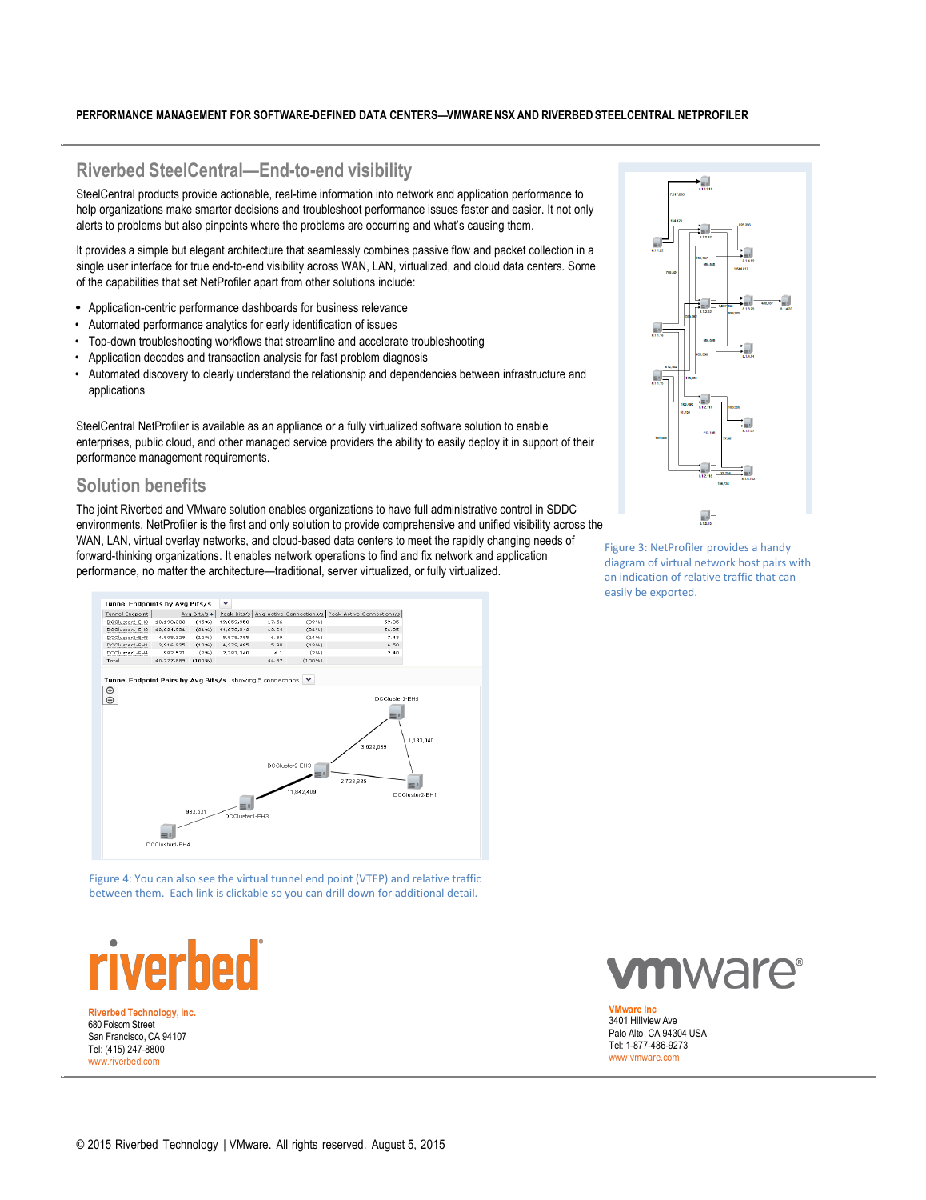## Riverbed SteelCentral—End-to-end visibility

SteelCentral products provide actionable, real-time information into network and application performance to help organizations make smarter decisions and troubleshoot performance issues faster and easier. It not only alerts to problems but also pinpoints where the problems are occurring and what's causing them.

It provides a simple but elegant architecture that seamlessly combines passive flow and packet collection in a single user interface for true end-to-end visibility across WAN, LAN, virtualized, and cloud data centers. Some of the capabilities that set NetProfiler apart from other solutions include:

- Application-centric performance dashboards for business relevance
- Automated performance analytics for early identification of issues
- Top-down troubleshooting workflows that streamline and accelerate troubleshooting
- Application decodes and transaction analysis for fast problem diagnosis
- Automated discovery to clearly understand the relationship and dependencies between infrastructure and applications

SteelCentral NetProfiler is available as an appliance or a fully virtualized software solution to enable enterprises, public cloud, and other managed service providers the ability to easily deploy it in support of their performance management requirements.

## Solution benefits

The joint Riverbed and VMware solution enables organizations to have full administrative control in SDDC environments. NetProfiler is the first and only solution to provide comprehensive and unified visibility across the WAN, LAN, virtual overlay networks, and cloud-based data centers to meet the rapidly changing needs of forward-thinking organizations. It enables network operations to find and fix network and application performance, no matter the architecture—traditional, server virtualized, or fully virtualized.

Figure 3: NetProfiler provides a handy diagram of virtual network host pairs with an indication of relative traffic that can easily be exported.

Tunnel Endpoints by Avg Bits/s

| Tunnel Endpoint | Avg Bits/s | | Peak Bits/s | Avg Active Connections/s | | Peak Active Connections/s |
|---|---|---|---|---|---|---|
| DCCluster2-EH3 | 18,198,388 | (45%) | 49,059,950 | 17.56 | (39%) | 59.05 |
| DCCluster1-EH3 | 12,824,931 | (31%) | 44,878,342 | 13.64 | (31%) | 56.95 |
| DCCluster2-EH5 | 4,805,129 | (12%) | 5,978,269 | 6.39 | (14%) | 7.43 |
| DCCluster2-EH1 | 3,916,925 | (10%) | 4,279,485 | 5.98 | (13%) | 6.50 |
| DCCluster1-EH4 | 982,521 | (2%) | 2,381,240 | < 1 | (2%) | 2.40 |
| Total | 40,727,885 | (100%) | | 44.57 | (100%) | |

Tunnel Endpoint Pairs by Avg Bits/s showing 5 connections

DCCluster2-EH5
1,183,040
3,622,089
DCCluster2-EH3
2,733,885
DCCluster2-EH1
11,842,409
DCCluster1-EH3
982,521
DCCluster1-EH4

Figure 4: You can also see the virtual tunnel end point (VTEP) and relative traffic between them. Each link is clickable so you can drill down for additional detail.

**Riverbed Technology, Inc.**
680 Folsom Street
San Francisco, CA 94107
Tel: (415) 247-8800
www.riverbed.com

**VMware Inc**
3401 Hillview Ave
Palo Alto, CA 94304 USA
Tel: 1-877-486-9273
www.vmware.com

© 2015 Riverbed Technology | VMware. All rights reserved. August 5, 2015